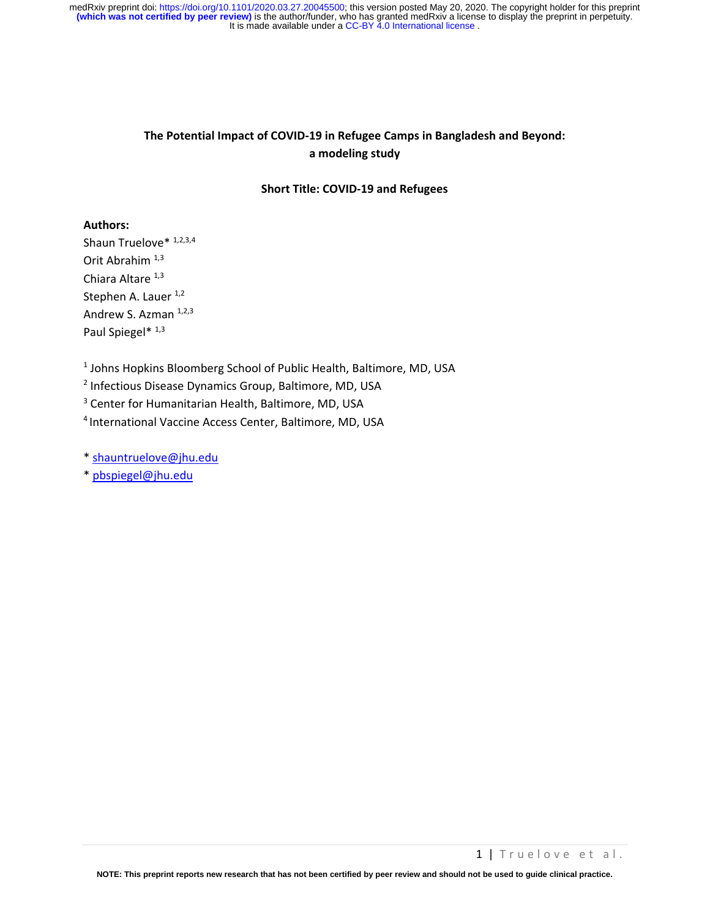# The Potential Impact of COVID-19 in Refugee Camps in Bangladesh and Beyond: a modeling study

**Short Title: COVID-19 and Refugees**

**Authors:**

Shaun Truelove* [1,2,3,4]
Orit Abrahim [1,3]
Chiara Altare [1,3]
Stephen A. Lauer [1,2]
Andrew S. Azman [1,2,3]
Paul Spiegel* [1,3]

[1] Johns Hopkins Bloomberg School of Public Health, Baltimore, MD, USA
[2] Infectious Disease Dynamics Group, Baltimore, MD, USA
[3] Center for Humanitarian Health, Baltimore, MD, USA
[4] International Vaccine Access Center, Baltimore, MD, USA

* shauntruelove@jhu.edu
* pbspiegel@jhu.edu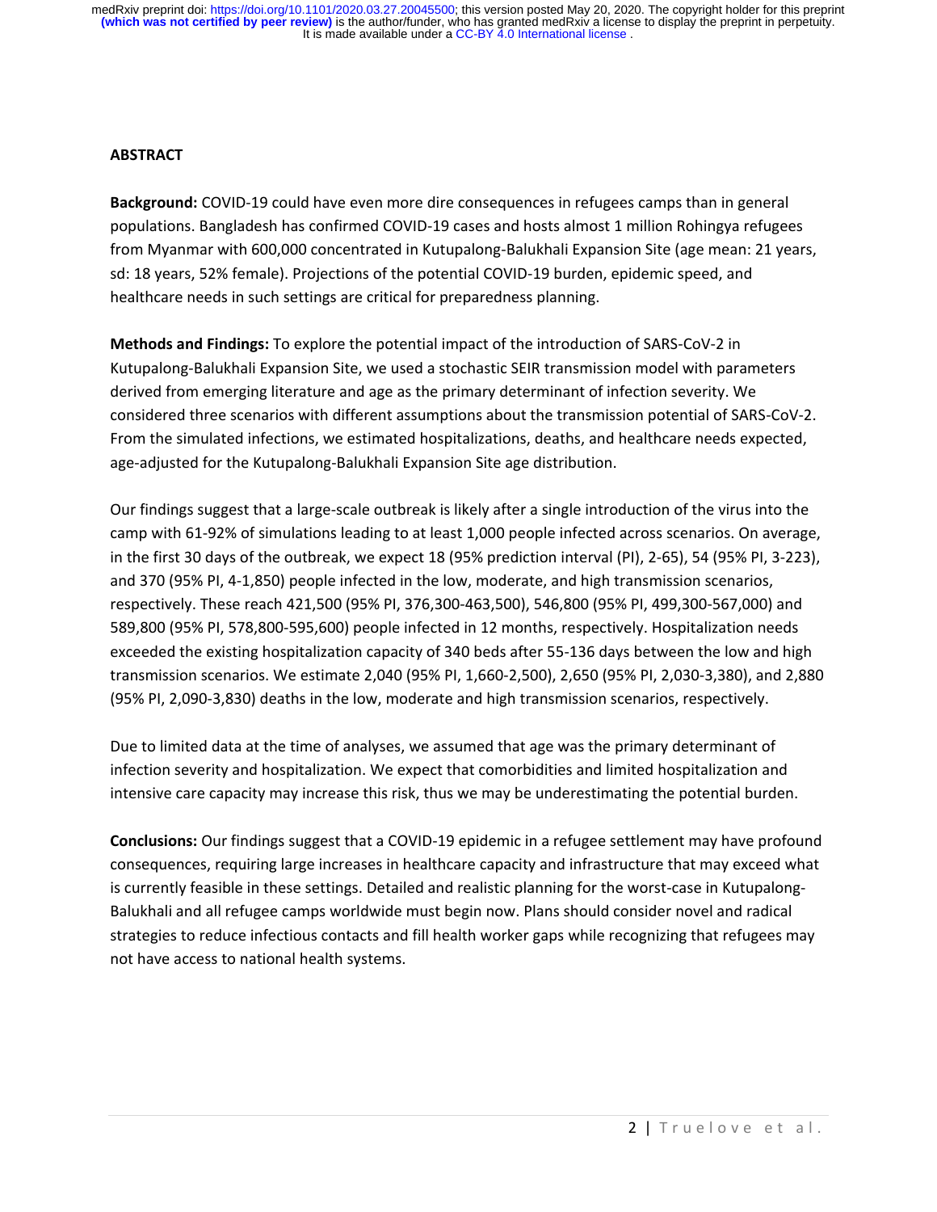## ABSTRACT

**Background:** COVID-19 could have even more dire consequences in refugees camps than in general populations. Bangladesh has confirmed COVID-19 cases and hosts almost 1 million Rohingya refugees from Myanmar with 600,000 concentrated in Kutupalong-Balukhali Expansion Site (age mean: 21 years, sd: 18 years, 52% female). Projections of the potential COVID-19 burden, epidemic speed, and healthcare needs in such settings are critical for preparedness planning.

**Methods and Findings:** To explore the potential impact of the introduction of SARS-CoV-2 in Kutupalong-Balukhali Expansion Site, we used a stochastic SEIR transmission model with parameters derived from emerging literature and age as the primary determinant of infection severity. We considered three scenarios with different assumptions about the transmission potential of SARS-CoV-2. From the simulated infections, we estimated hospitalizations, deaths, and healthcare needs expected, age-adjusted for the Kutupalong-Balukhali Expansion Site age distribution.

Our findings suggest that a large-scale outbreak is likely after a single introduction of the virus into the camp with 61-92% of simulations leading to at least 1,000 people infected across scenarios. On average, in the first 30 days of the outbreak, we expect 18 (95% prediction interval (PI), 2-65), 54 (95% PI, 3-223), and 370 (95% PI, 4-1,850) people infected in the low, moderate, and high transmission scenarios, respectively. These reach 421,500 (95% PI, 376,300-463,500), 546,800 (95% PI, 499,300-567,000) and 589,800 (95% PI, 578,800-595,600) people infected in 12 months, respectively. Hospitalization needs exceeded the existing hospitalization capacity of 340 beds after 55-136 days between the low and high transmission scenarios. We estimate 2,040 (95% PI, 1,660-2,500), 2,650 (95% PI, 2,030-3,380), and 2,880 (95% PI, 2,090-3,830) deaths in the low, moderate and high transmission scenarios, respectively.

Due to limited data at the time of analyses, we assumed that age was the primary determinant of infection severity and hospitalization. We expect that comorbidities and limited hospitalization and intensive care capacity may increase this risk, thus we may be underestimating the potential burden.

**Conclusions:** Our findings suggest that a COVID-19 epidemic in a refugee settlement may have profound consequences, requiring large increases in healthcare capacity and infrastructure that may exceed what is currently feasible in these settings. Detailed and realistic planning for the worst-case in Kutupalong-Balukhali and all refugee camps worldwide must begin now. Plans should consider novel and radical strategies to reduce infectious contacts and fill health worker gaps while recognizing that refugees may not have access to national health systems.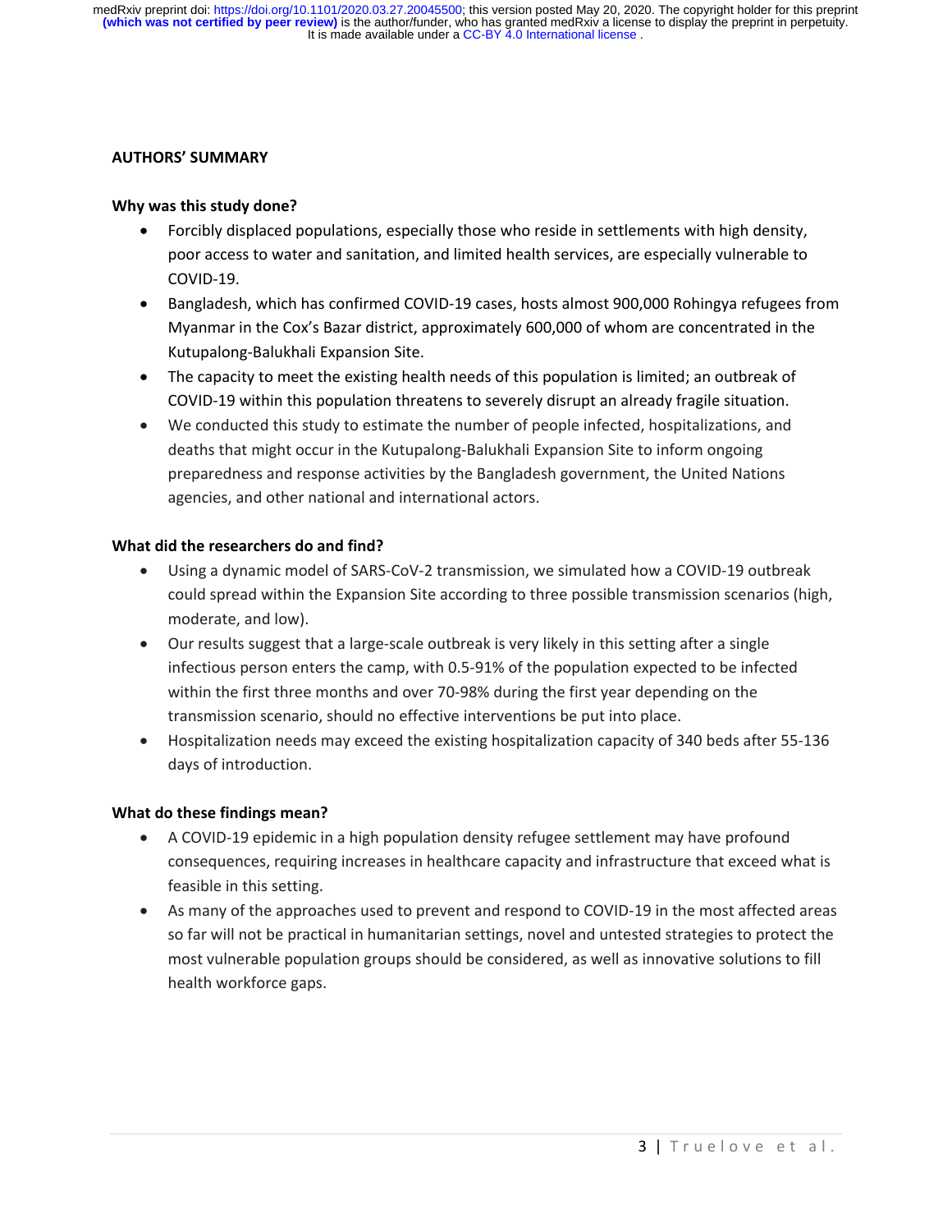## AUTHORS' SUMMARY

### Why was this study done?

- Forcibly displaced populations, especially those who reside in settlements with high density, poor access to water and sanitation, and limited health services, are especially vulnerable to COVID-19.
- Bangladesh, which has confirmed COVID-19 cases, hosts almost 900,000 Rohingya refugees from Myanmar in the Cox's Bazar district, approximately 600,000 of whom are concentrated in the Kutupalong-Balukhali Expansion Site.
- The capacity to meet the existing health needs of this population is limited; an outbreak of COVID-19 within this population threatens to severely disrupt an already fragile situation.
- We conducted this study to estimate the number of people infected, hospitalizations, and deaths that might occur in the Kutupalong-Balukhali Expansion Site to inform ongoing preparedness and response activities by the Bangladesh government, the United Nations agencies, and other national and international actors.

### What did the researchers do and find?

- Using a dynamic model of SARS-CoV-2 transmission, we simulated how a COVID-19 outbreak could spread within the Expansion Site according to three possible transmission scenarios (high, moderate, and low).
- Our results suggest that a large-scale outbreak is very likely in this setting after a single infectious person enters the camp, with 0.5-91% of the population expected to be infected within the first three months and over 70-98% during the first year depending on the transmission scenario, should no effective interventions be put into place.
- Hospitalization needs may exceed the existing hospitalization capacity of 340 beds after 55-136 days of introduction.

### What do these findings mean?

- A COVID-19 epidemic in a high population density refugee settlement may have profound consequences, requiring increases in healthcare capacity and infrastructure that exceed what is feasible in this setting.
- As many of the approaches used to prevent and respond to COVID-19 in the most affected areas so far will not be practical in humanitarian settings, novel and untested strategies to protect the most vulnerable population groups should be considered, as well as innovative solutions to fill health workforce gaps.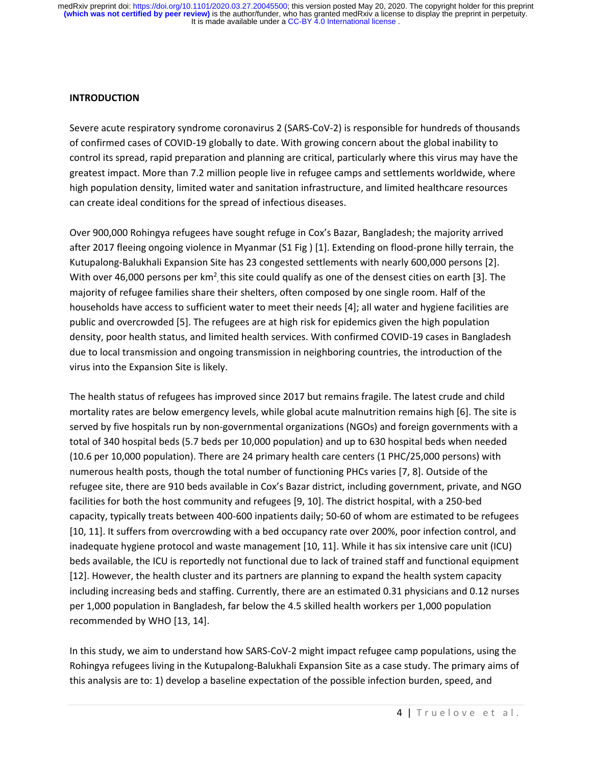## INTRODUCTION

Severe acute respiratory syndrome coronavirus 2 (SARS-CoV-2) is responsible for hundreds of thousands of confirmed cases of COVID-19 globally to date. With growing concern about the global inability to control its spread, rapid preparation and planning are critical, particularly where this virus may have the greatest impact. More than 7.2 million people live in refugee camps and settlements worldwide, where high population density, limited water and sanitation infrastructure, and limited healthcare resources can create ideal conditions for the spread of infectious diseases.

Over 900,000 Rohingya refugees have sought refuge in Cox's Bazar, Bangladesh; the majority arrived after 2017 fleeing ongoing violence in Myanmar (S1 Fig ) [1]. Extending on flood-prone hilly terrain, the Kutupalong-Balukhali Expansion Site has 23 congested settlements with nearly 600,000 persons [2]. With over 46,000 persons per km$^2$, this site could qualify as one of the densest cities on earth [3]. The majority of refugee families share their shelters, often composed by one single room. Half of the households have access to sufficient water to meet their needs [4]; all water and hygiene facilities are public and overcrowded [5]. The refugees are at high risk for epidemics given the high population density, poor health status, and limited health services. With confirmed COVID-19 cases in Bangladesh due to local transmission and ongoing transmission in neighboring countries, the introduction of the virus into the Expansion Site is likely.

The health status of refugees has improved since 2017 but remains fragile. The latest crude and child mortality rates are below emergency levels, while global acute malnutrition remains high [6]. The site is served by five hospitals run by non-governmental organizations (NGOs) and foreign governments with a total of 340 hospital beds (5.7 beds per 10,000 population) and up to 630 hospital beds when needed (10.6 per 10,000 population). There are 24 primary health care centers (1 PHC/25,000 persons) with numerous health posts, though the total number of functioning PHCs varies [7, 8]. Outside of the refugee site, there are 910 beds available in Cox's Bazar district, including government, private, and NGO facilities for both the host community and refugees [9, 10]. The district hospital, with a 250-bed capacity, typically treats between 400-600 inpatients daily; 50-60 of whom are estimated to be refugees [10, 11]. It suffers from overcrowding with a bed occupancy rate over 200%, poor infection control, and inadequate hygiene protocol and waste management [10, 11]. While it has six intensive care unit (ICU) beds available, the ICU is reportedly not functional due to lack of trained staff and functional equipment [12]. However, the health cluster and its partners are planning to expand the health system capacity including increasing beds and staffing. Currently, there are an estimated 0.31 physicians and 0.12 nurses per 1,000 population in Bangladesh, far below the 4.5 skilled health workers per 1,000 population recommended by WHO [13, 14].

In this study, we aim to understand how SARS-CoV-2 might impact refugee camp populations, using the Rohingya refugees living in the Kutupalong-Balukhali Expansion Site as a case study. The primary aims of this analysis are to: 1) develop a baseline expectation of the possible infection burden, speed, and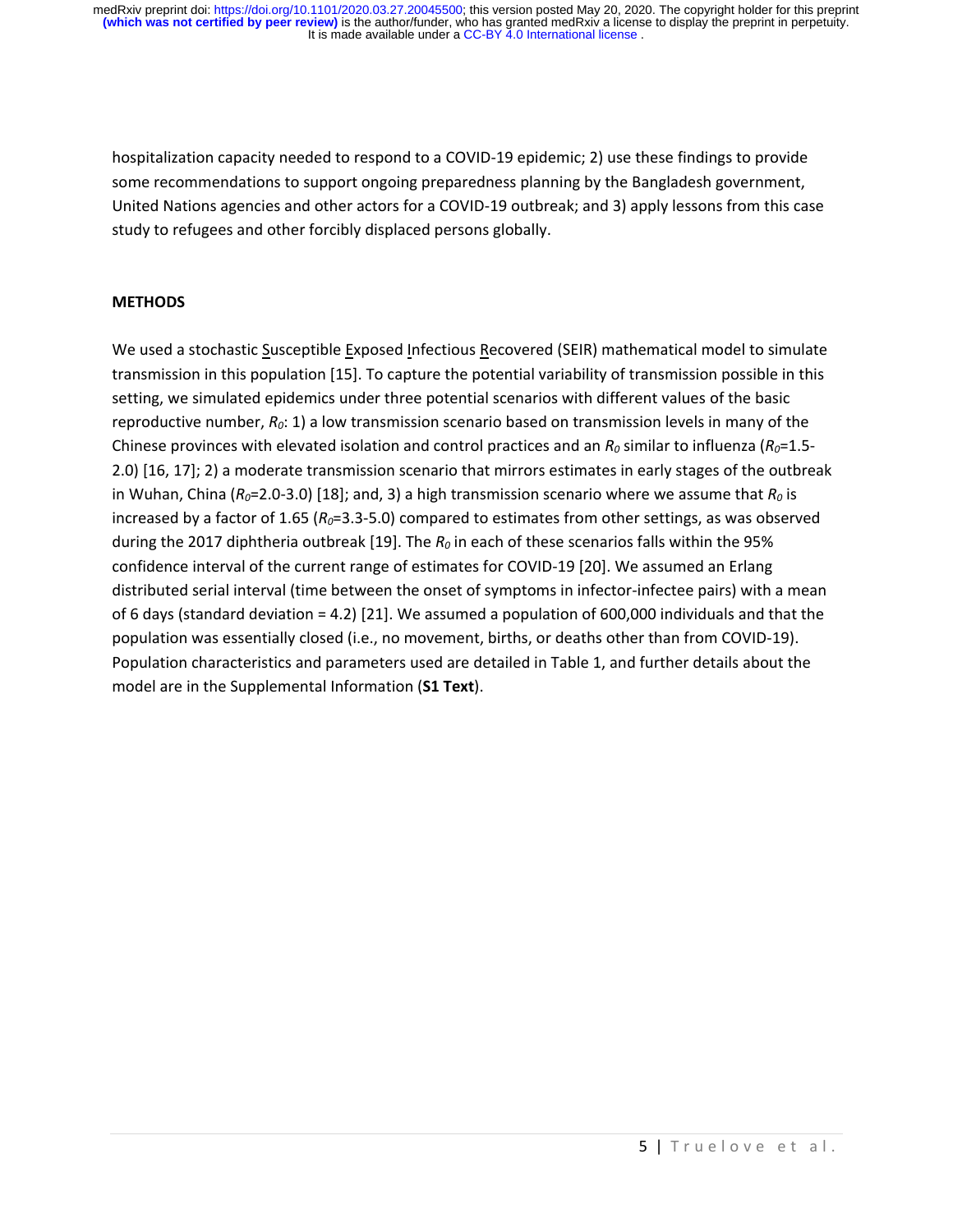hospitalization capacity needed to respond to a COVID-19 epidemic; 2) use these findings to provide some recommendations to support ongoing preparedness planning by the Bangladesh government, United Nations agencies and other actors for a COVID-19 outbreak; and 3) apply lessons from this case study to refugees and other forcibly displaced persons globally.

## METHODS

We used a stochastic Susceptible Exposed Infectious Recovered (SEIR) mathematical model to simulate transmission in this population [15]. To capture the potential variability of transmission possible in this setting, we simulated epidemics under three potential scenarios with different values of the basic reproductive number, $R_0$: 1) a low transmission scenario based on transmission levels in many of the Chinese provinces with elevated isolation and control practices and an $R_0$ similar to influenza ($R_0$=1.5-2.0) [16, 17]; 2) a moderate transmission scenario that mirrors estimates in early stages of the outbreak in Wuhan, China ($R_0$=2.0-3.0) [18]; and, 3) a high transmission scenario where we assume that $R_0$ is increased by a factor of 1.65 ($R_0$=3.3-5.0) compared to estimates from other settings, as was observed during the 2017 diphtheria outbreak [19]. The $R_0$ in each of these scenarios falls within the 95% confidence interval of the current range of estimates for COVID-19 [20]. We assumed an Erlang distributed serial interval (time between the onset of symptoms in infector-infectee pairs) with a mean of 6 days (standard deviation = 4.2) [21]. We assumed a population of 600,000 individuals and that the population was essentially closed (i.e., no movement, births, or deaths other than from COVID-19). Population characteristics and parameters used are detailed in Table 1, and further details about the model are in the Supplemental Information (**S1 Text**).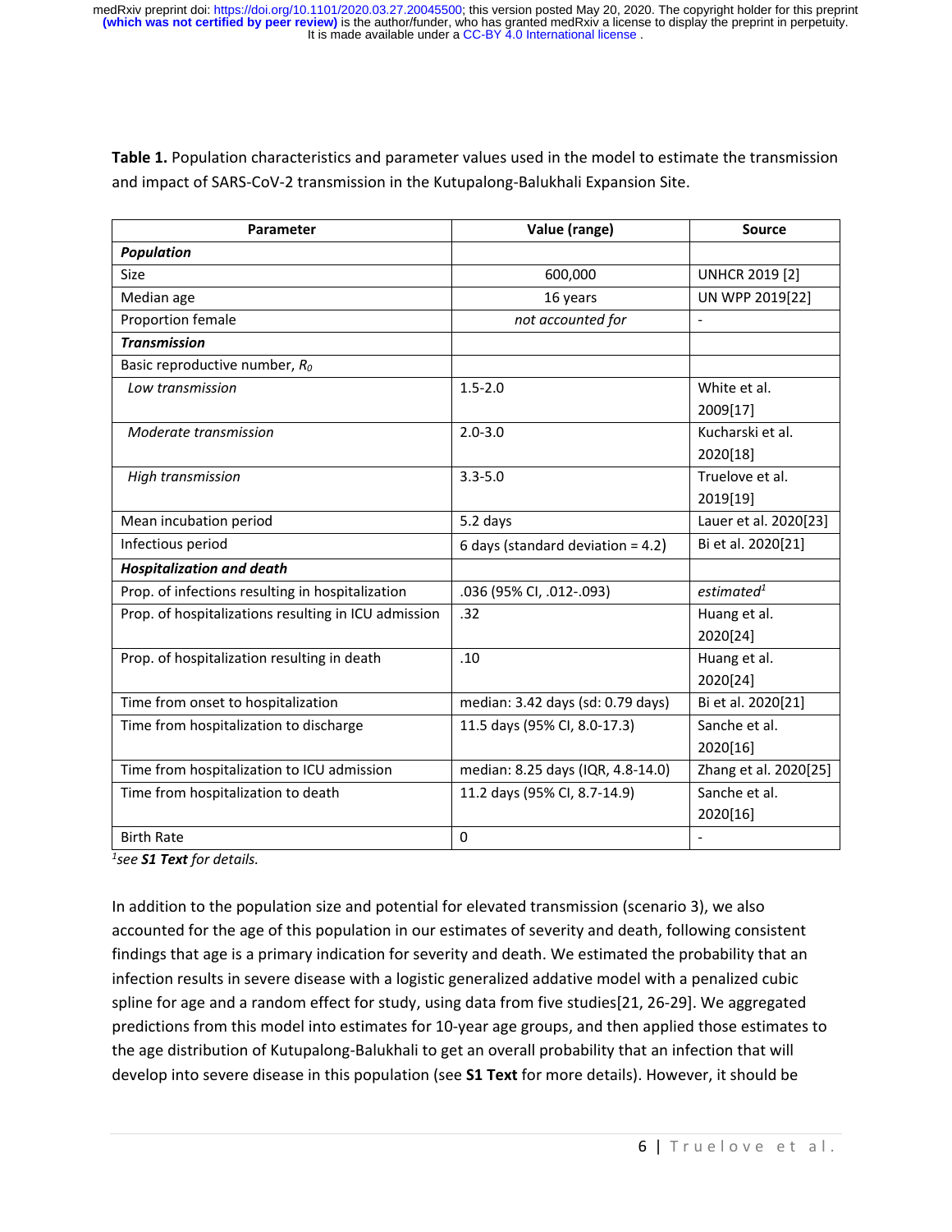**Table 1.** Population characteristics and parameter values used in the model to estimate the transmission and impact of SARS-CoV-2 transmission in the Kutupalong-Balukhali Expansion Site.

| Parameter | Value (range) | Source |
|---|---|---|
| ***Population*** | | |
| Size | 600,000 | UNHCR 2019 [2] |
| Median age | 16 years | UN WPP 2019[22] |
| Proportion female | *not accounted for* | - |
| ***Transmission*** | | |
| Basic reproductive number, $R_0$ | | |
| *Low transmission* | 1.5-2.0 | White et al. 2009[17] |
| *Moderate transmission* | 2.0-3.0 | Kucharski et al. 2020[18] |
| *High transmission* | 3.3-5.0 | Truelove et al. 2019[19] |
| Mean incubation period | 5.2 days | Lauer et al. 2020[23] |
| Infectious period | 6 days (standard deviation = 4.2) | Bi et al. 2020[21] |
| ***Hospitalization and death*** | | |
| Prop. of infections resulting in hospitalization | .036 (95% CI, .012-.093) | *estimated*[1] |
| Prop. of hospitalizations resulting in ICU admission | .32 | Huang et al. 2020[24] |
| Prop. of hospitalization resulting in death | .10 | Huang et al. 2020[24] |
| Time from onset to hospitalization | median: 3.42 days (sd: 0.79 days) | Bi et al. 2020[21] |
| Time from hospitalization to discharge | 11.5 days (95% CI, 8.0-17.3) | Sanche et al. 2020[16] |
| Time from hospitalization to ICU admission | median: 8.25 days (IQR, 4.8-14.0) | Zhang et al. 2020[25] |
| Time from hospitalization to death | 11.2 days (95% CI, 8.7-14.9) | Sanche et al. 2020[16] |
| Birth Rate | 0 | - |

[1]*see **S1 Text** for details.*

In addition to the population size and potential for elevated transmission (scenario 3), we also accounted for the age of this population in our estimates of severity and death, following consistent findings that age is a primary indication for severity and death. We estimated the probability that an infection results in severe disease with a logistic generalized addative model with a penalized cubic spline for age and a random effect for study, using data from five studies[21, 26-29]. We aggregated predictions from this model into estimates for 10-year age groups, and then applied those estimates to the age distribution of Kutupalong-Balukhali to get an overall probability that an infection that will develop into severe disease in this population (see **S1 Text** for more details). However, it should be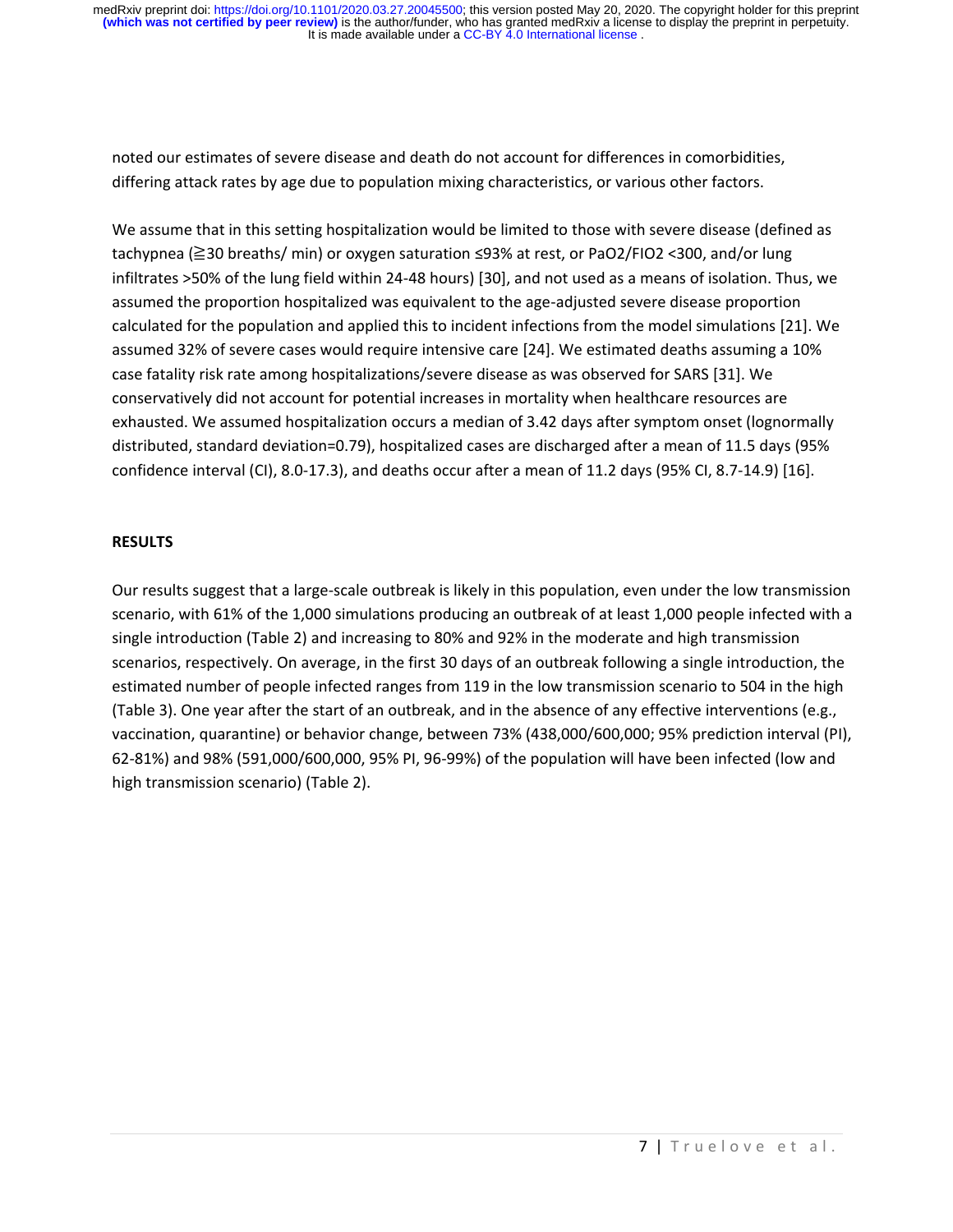noted our estimates of severe disease and death do not account for differences in comorbidities, differing attack rates by age due to population mixing characteristics, or various other factors.

We assume that in this setting hospitalization would be limited to those with severe disease (defined as tachypnea (≧30 breaths/ min) or oxygen saturation ≤93% at rest, or PaO2/FIO2 <300, and/or lung infiltrates >50% of the lung field within 24-48 hours) [30], and not used as a means of isolation. Thus, we assumed the proportion hospitalized was equivalent to the age-adjusted severe disease proportion calculated for the population and applied this to incident infections from the model simulations [21]. We assumed 32% of severe cases would require intensive care [24]. We estimated deaths assuming a 10% case fatality risk rate among hospitalizations/severe disease as was observed for SARS [31]. We conservatively did not account for potential increases in mortality when healthcare resources are exhausted. We assumed hospitalization occurs a median of 3.42 days after symptom onset (lognormally distributed, standard deviation=0.79), hospitalized cases are discharged after a mean of 11.5 days (95% confidence interval (CI), 8.0-17.3), and deaths occur after a mean of 11.2 days (95% CI, 8.7-14.9) [16].

## RESULTS

Our results suggest that a large-scale outbreak is likely in this population, even under the low transmission scenario, with 61% of the 1,000 simulations producing an outbreak of at least 1,000 people infected with a single introduction (Table 2) and increasing to 80% and 92% in the moderate and high transmission scenarios, respectively. On average, in the first 30 days of an outbreak following a single introduction, the estimated number of people infected ranges from 119 in the low transmission scenario to 504 in the high (Table 3). One year after the start of an outbreak, and in the absence of any effective interventions (e.g., vaccination, quarantine) or behavior change, between 73% (438,000/600,000; 95% prediction interval (PI), 62-81%) and 98% (591,000/600,000, 95% PI, 96-99%) of the population will have been infected (low and high transmission scenario) (Table 2).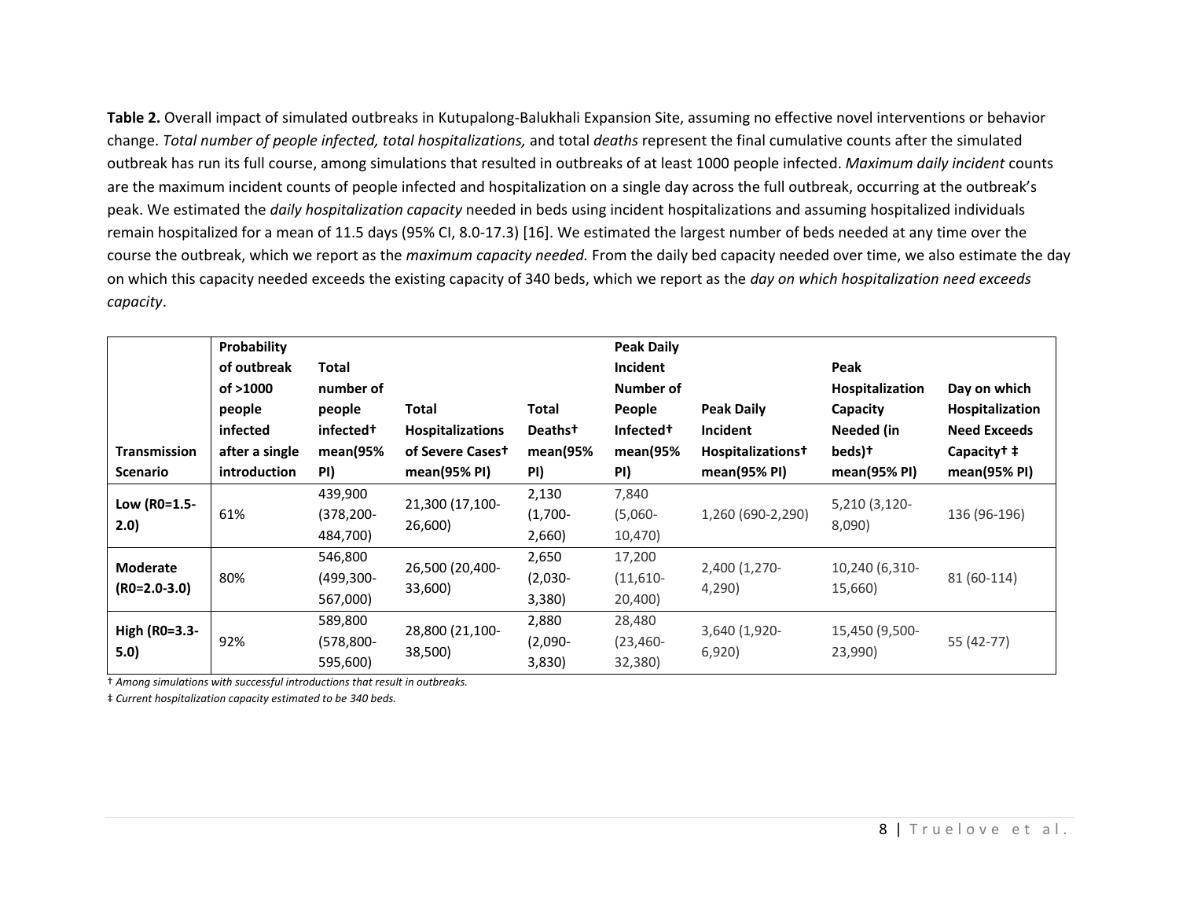**Table 2.** Overall impact of simulated outbreaks in Kutupalong-Balukhali Expansion Site, assuming no effective novel interventions or behavior change. *Total number of people infected, total hospitalizations,* and total *deaths* represent the final cumulative counts after the simulated outbreak has run its full course, among simulations that resulted in outbreaks of at least 1000 people infected. *Maximum daily incident* counts are the maximum incident counts of people infected and hospitalization on a single day across the full outbreak, occurring at the outbreak's peak. We estimated the *daily hospitalization capacity* needed in beds using incident hospitalizations and assuming hospitalized individuals remain hospitalized for a mean of 11.5 days (95% CI, 8.0-17.3) [16]. We estimated the largest number of beds needed at any time over the course the outbreak, which we report as the *maximum capacity needed.* From the daily bed capacity needed over time, we also estimate the day on which this capacity needed exceeds the existing capacity of 340 beds, which we report as the *day on which hospitalization need exceeds capacity*.

| Transmission Scenario | Probability of outbreak of >1000 people infected after a single introduction | Total number of people infected† mean(95% PI) | Total Hospitalizations of Severe Cases† mean(95% PI) | Total Deaths† mean(95% PI) | Peak Daily Incident Number of People Infected† mean(95% PI) | Peak Daily Incident Hospitalizations† mean(95% PI) | Peak Hospitalization Capacity Needed (in beds)† mean(95% PI) | Day on which Hospitalization Need Exceeds Capacity† ‡ mean(95% PI) |
|---|---|---|---|---|---|---|---|---|
| **Low (R0=1.5-2.0)** | 61% | 439,900 (378,200-484,700) | 21,300 (17,100-26,600) | 2,130 (1,700-2,660) | 7,840 (5,060-10,470) | 1,260 (690-2,290) | 5,210 (3,120-8,090) | 136 (96-196) |
| **Moderate (R0=2.0-3.0)** | 80% | 546,800 (499,300-567,000) | 26,500 (20,400-33,600) | 2,650 (2,030-3,380) | 17,200 (11,610-20,400) | 2,400 (1,270-4,290) | 10,240 (6,310-15,660) | 81 (60-114) |
| **High (R0=3.3-5.0)** | 92% | 589,800 (578,800-595,600) | 28,800 (21,100-38,500) | 2,880 (2,090-3,830) | 28,480 (23,460-32,380) | 3,640 (1,920-6,920) | 15,450 (9,500-23,990) | 55 (42-77) |

† *Among simulations with successful introductions that result in outbreaks.*

‡ *Current hospitalization capacity estimated to be 340 beds.*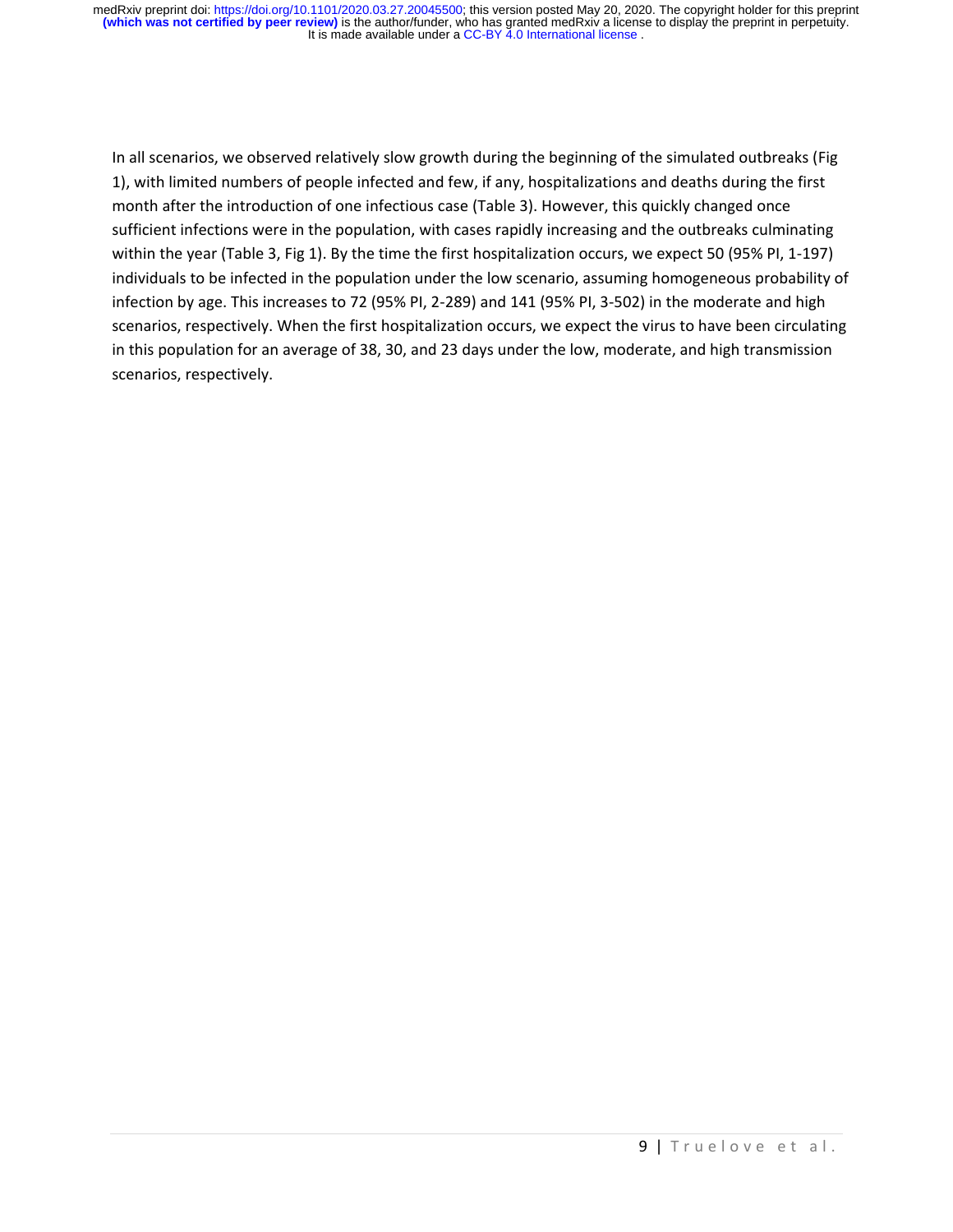In all scenarios, we observed relatively slow growth during the beginning of the simulated outbreaks (Fig 1), with limited numbers of people infected and few, if any, hospitalizations and deaths during the first month after the introduction of one infectious case (Table 3). However, this quickly changed once sufficient infections were in the population, with cases rapidly increasing and the outbreaks culminating within the year (Table 3, Fig 1). By the time the first hospitalization occurs, we expect 50 (95% PI, 1-197) individuals to be infected in the population under the low scenario, assuming homogeneous probability of infection by age. This increases to 72 (95% PI, 2-289) and 141 (95% PI, 3-502) in the moderate and high scenarios, respectively. When the first hospitalization occurs, we expect the virus to have been circulating in this population for an average of 38, 30, and 23 days under the low, moderate, and high transmission scenarios, respectively.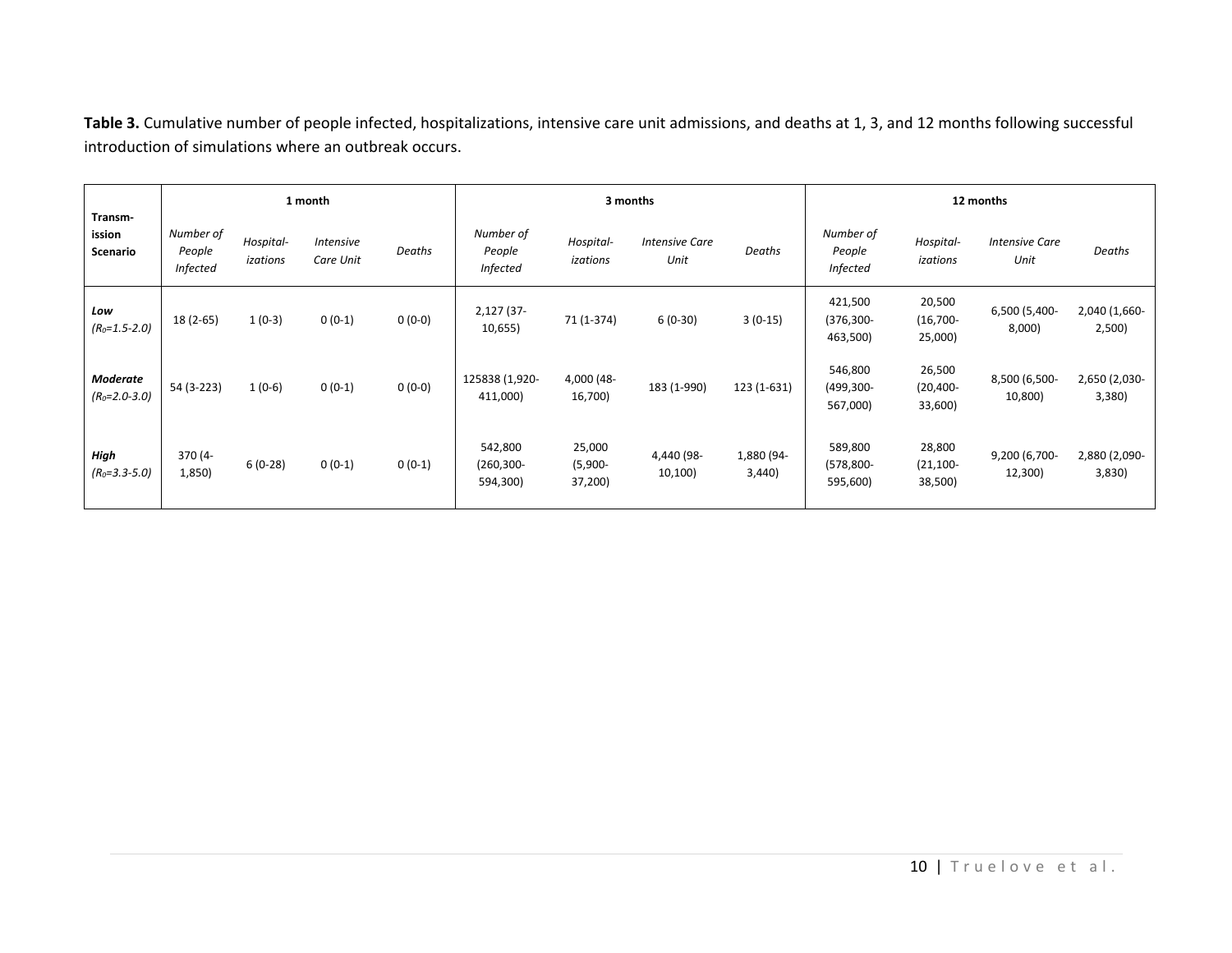**Table 3.** Cumulative number of people infected, hospitalizations, intensive care unit admissions, and deaths at 1, 3, and 12 months following successful introduction of simulations where an outbreak occurs.

| Transmission Scenario | 1 month | | | | 3 months | | | | 12 months | | | |
|---|---|---|---|---|---|---|---|---|---|---|---|---|
| | *Number of People Infected* | *Hospitalizations* | *Intensive Care Unit* | *Deaths* | *Number of People Infected* | *Hospitalizations* | *Intensive Care Unit* | *Deaths* | *Number of People Infected* | *Hospitalizations* | *Intensive Care Unit* | *Deaths* |
| ***Low*** *($R_0$=1.5-2.0)* | 18 (2-65) | 1 (0-3) | 0 (0-1) | 0 (0-0) | 2,127 (37-10,655) | 71 (1-374) | 6 (0-30) | 3 (0-15) | 421,500 (376,300-463,500) | 20,500 (16,700-25,000) | 6,500 (5,400-8,000) | 2,040 (1,660-2,500) |
| ***Moderate*** *($R_0$=2.0-3.0)* | 54 (3-223) | 1 (0-6) | 0 (0-1) | 0 (0-0) | 125838 (1,920-411,000) | 4,000 (48-16,700) | 183 (1-990) | 123 (1-631) | 546,800 (499,300-567,000) | 26,500 (20,400-33,600) | 8,500 (6,500-10,800) | 2,650 (2,030-3,380) |
| ***High*** *($R_0$=3.3-5.0)* | 370 (4-1,850) | 6 (0-28) | 0 (0-1) | 0 (0-1) | 542,800 (260,300-594,300) | 25,000 (5,900-37,200) | 4,440 (98-10,100) | 1,880 (94-3,440) | 589,800 (578,800-595,600) | 28,800 (21,100-38,500) | 9,200 (6,700-12,300) | 2,880 (2,090-3,830) |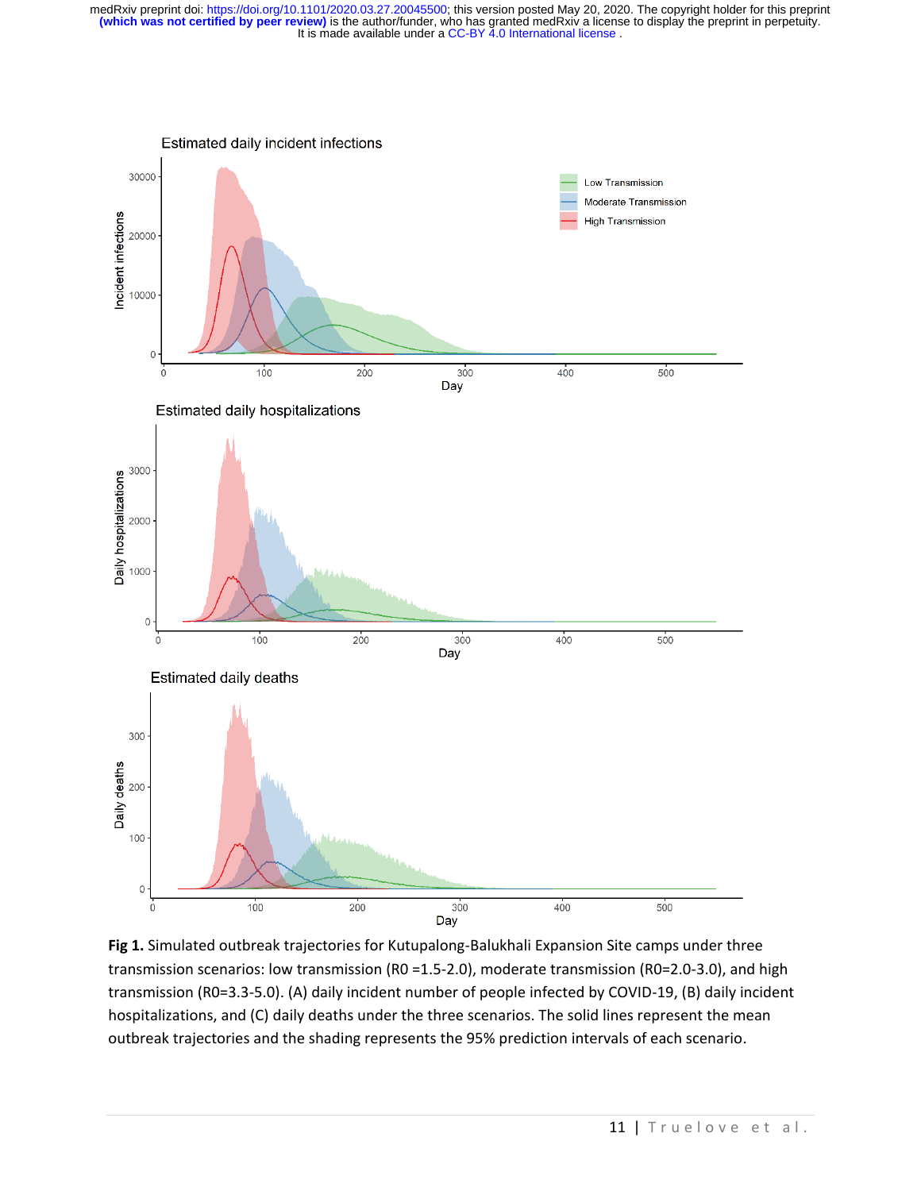**Fig 1.** Simulated outbreak trajectories for Kutupalong-Balukhali Expansion Site camps under three transmission scenarios: low transmission (R0 =1.5-2.0), moderate transmission (R0=2.0-3.0), and high transmission (R0=3.3-5.0). (A) daily incident number of people infected by COVID-19, (B) daily incident hospitalizations, and (C) daily deaths under the three scenarios. The solid lines represent the mean outbreak trajectories and the shading represents the 95% prediction intervals of each scenario.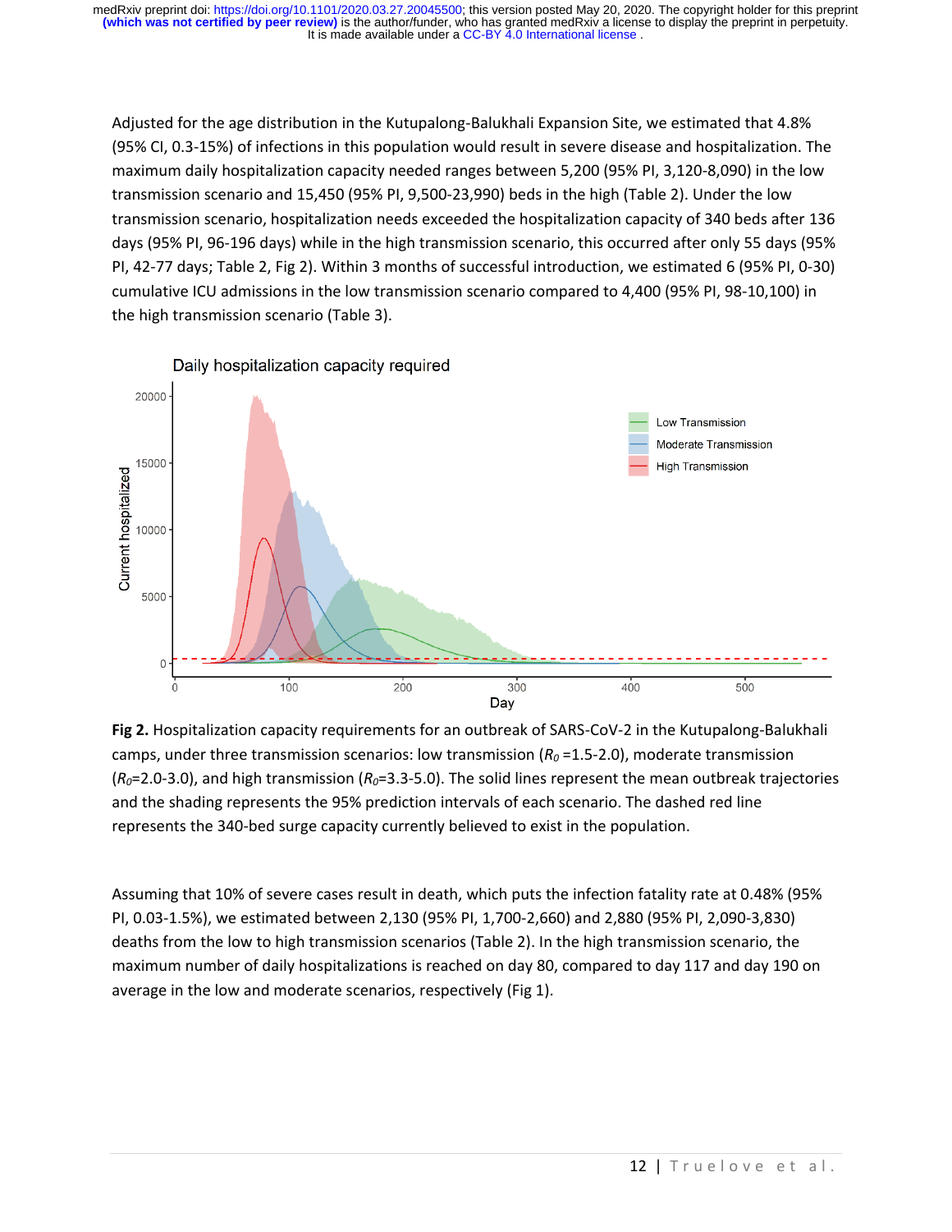Adjusted for the age distribution in the Kutupalong-Balukhali Expansion Site, we estimated that 4.8% (95% CI, 0.3-15%) of infections in this population would result in severe disease and hospitalization. The maximum daily hospitalization capacity needed ranges between 5,200 (95% PI, 3,120-8,090) in the low transmission scenario and 15,450 (95% PI, 9,500-23,990) beds in the high (Table 2). Under the low transmission scenario, hospitalization needs exceeded the hospitalization capacity of 340 beds after 136 days (95% PI, 96-196 days) while in the high transmission scenario, this occurred after only 55 days (95% PI, 42-77 days; Table 2, Fig 2). Within 3 months of successful introduction, we estimated 6 (95% PI, 0-30) cumulative ICU admissions in the low transmission scenario compared to 4,400 (95% PI, 98-10,100) in the high transmission scenario (Table 3).

**Fig 2.** Hospitalization capacity requirements for an outbreak of SARS-CoV-2 in the Kutupalong-Balukhali camps, under three transmission scenarios: low transmission ($R_0$ =1.5-2.0), moderate transmission ($R_0$=2.0-3.0), and high transmission ($R_0$=3.3-5.0). The solid lines represent the mean outbreak trajectories and the shading represents the 95% prediction intervals of each scenario. The dashed red line represents the 340-bed surge capacity currently believed to exist in the population.

Assuming that 10% of severe cases result in death, which puts the infection fatality rate at 0.48% (95% PI, 0.03-1.5%), we estimated between 2,130 (95% PI, 1,700-2,660) and 2,880 (95% PI, 2,090-3,830) deaths from the low to high transmission scenarios (Table 2). In the high transmission scenario, the maximum number of daily hospitalizations is reached on day 80, compared to day 117 and day 190 on average in the low and moderate scenarios, respectively (Fig 1).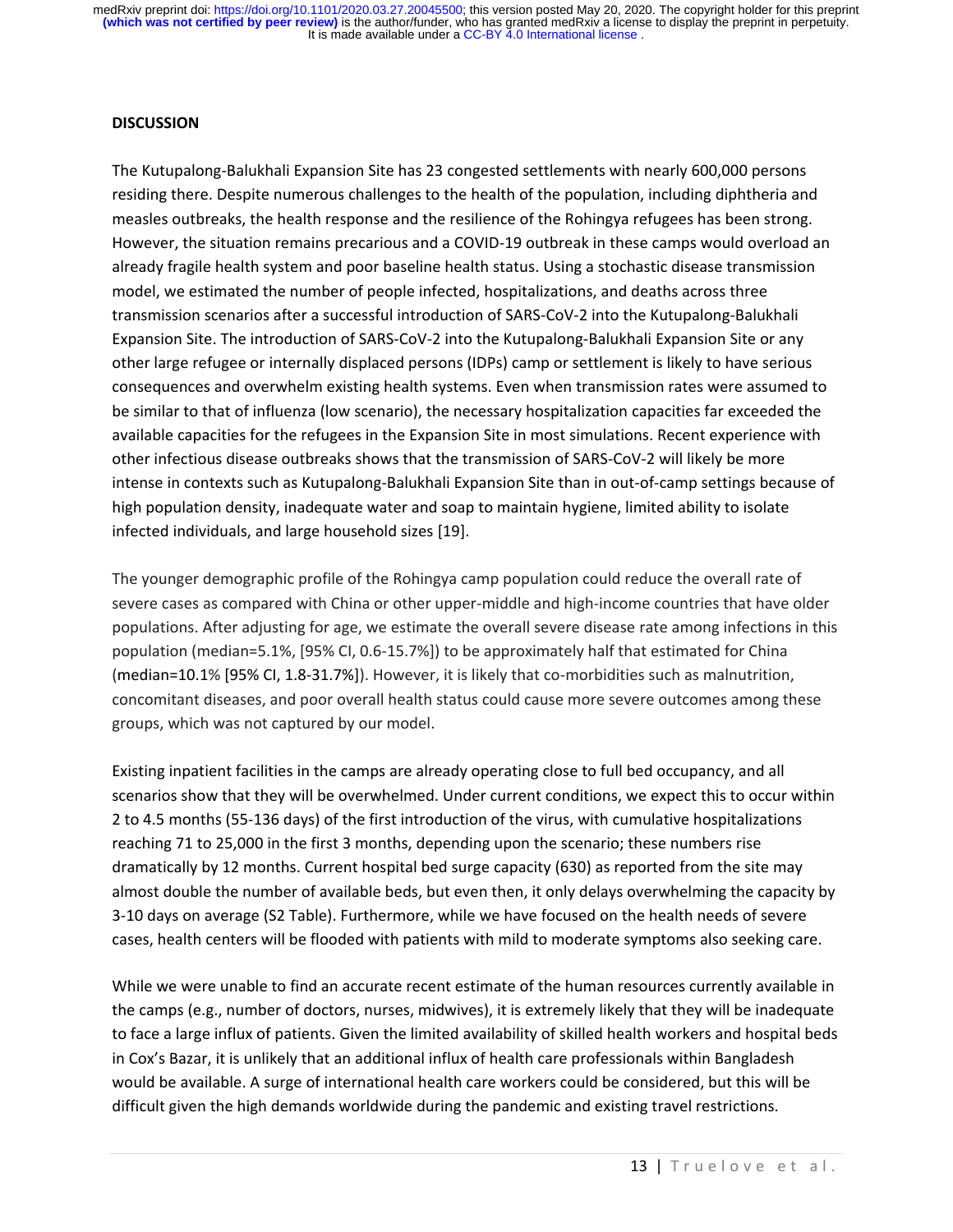## DISCUSSION

The Kutupalong-Balukhali Expansion Site has 23 congested settlements with nearly 600,000 persons residing there. Despite numerous challenges to the health of the population, including diphtheria and measles outbreaks, the health response and the resilience of the Rohingya refugees has been strong. However, the situation remains precarious and a COVID-19 outbreak in these camps would overload an already fragile health system and poor baseline health status. Using a stochastic disease transmission model, we estimated the number of people infected, hospitalizations, and deaths across three transmission scenarios after a successful introduction of SARS-CoV-2 into the Kutupalong-Balukhali Expansion Site. The introduction of SARS-CoV-2 into the Kutupalong-Balukhali Expansion Site or any other large refugee or internally displaced persons (IDPs) camp or settlement is likely to have serious consequences and overwhelm existing health systems. Even when transmission rates were assumed to be similar to that of influenza (low scenario), the necessary hospitalization capacities far exceeded the available capacities for the refugees in the Expansion Site in most simulations. Recent experience with other infectious disease outbreaks shows that the transmission of SARS-CoV-2 will likely be more intense in contexts such as Kutupalong-Balukhali Expansion Site than in out-of-camp settings because of high population density, inadequate water and soap to maintain hygiene, limited ability to isolate infected individuals, and large household sizes [19].

The younger demographic profile of the Rohingya camp population could reduce the overall rate of severe cases as compared with China or other upper-middle and high-income countries that have older populations. After adjusting for age, we estimate the overall severe disease rate among infections in this population (median=5.1%, [95% CI, 0.6-15.7%]) to be approximately half that estimated for China (median=10.1% [95% CI, 1.8-31.7%]). However, it is likely that co-morbidities such as malnutrition, concomitant diseases, and poor overall health status could cause more severe outcomes among these groups, which was not captured by our model.

Existing inpatient facilities in the camps are already operating close to full bed occupancy, and all scenarios show that they will be overwhelmed. Under current conditions, we expect this to occur within 2 to 4.5 months (55-136 days) of the first introduction of the virus, with cumulative hospitalizations reaching 71 to 25,000 in the first 3 months, depending upon the scenario; these numbers rise dramatically by 12 months. Current hospital bed surge capacity (630) as reported from the site may almost double the number of available beds, but even then, it only delays overwhelming the capacity by 3-10 days on average (S2 Table). Furthermore, while we have focused on the health needs of severe cases, health centers will be flooded with patients with mild to moderate symptoms also seeking care.

While we were unable to find an accurate recent estimate of the human resources currently available in the camps (e.g., number of doctors, nurses, midwives), it is extremely likely that they will be inadequate to face a large influx of patients. Given the limited availability of skilled health workers and hospital beds in Cox's Bazar, it is unlikely that an additional influx of health care professionals within Bangladesh would be available. A surge of international health care workers could be considered, but this will be difficult given the high demands worldwide during the pandemic and existing travel restrictions.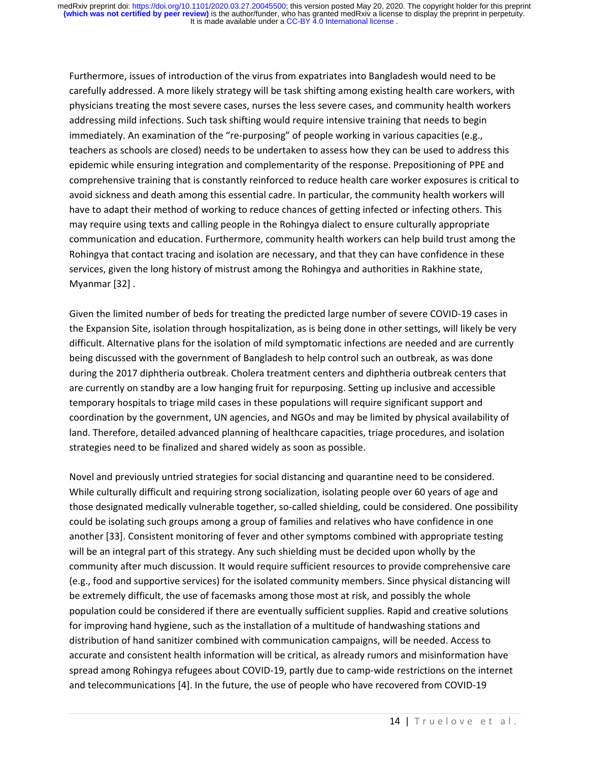Furthermore, issues of introduction of the virus from expatriates into Bangladesh would need to be carefully addressed. A more likely strategy will be task shifting among existing health care workers, with physicians treating the most severe cases, nurses the less severe cases, and community health workers addressing mild infections. Such task shifting would require intensive training that needs to begin immediately. An examination of the "re-purposing" of people working in various capacities (e.g., teachers as schools are closed) needs to be undertaken to assess how they can be used to address this epidemic while ensuring integration and complementarity of the response. Prepositioning of PPE and comprehensive training that is constantly reinforced to reduce health care worker exposures is critical to avoid sickness and death among this essential cadre. In particular, the community health workers will have to adapt their method of working to reduce chances of getting infected or infecting others. This may require using texts and calling people in the Rohingya dialect to ensure culturally appropriate communication and education. Furthermore, community health workers can help build trust among the Rohingya that contact tracing and isolation are necessary, and that they can have confidence in these services, given the long history of mistrust among the Rohingya and authorities in Rakhine state, Myanmar [32] .

Given the limited number of beds for treating the predicted large number of severe COVID-19 cases in the Expansion Site, isolation through hospitalization, as is being done in other settings, will likely be very difficult. Alternative plans for the isolation of mild symptomatic infections are needed and are currently being discussed with the government of Bangladesh to help control such an outbreak, as was done during the 2017 diphtheria outbreak. Cholera treatment centers and diphtheria outbreak centers that are currently on standby are a low hanging fruit for repurposing. Setting up inclusive and accessible temporary hospitals to triage mild cases in these populations will require significant support and coordination by the government, UN agencies, and NGOs and may be limited by physical availability of land. Therefore, detailed advanced planning of healthcare capacities, triage procedures, and isolation strategies need to be finalized and shared widely as soon as possible.

Novel and previously untried strategies for social distancing and quarantine need to be considered. While culturally difficult and requiring strong socialization, isolating people over 60 years of age and those designated medically vulnerable together, so-called shielding, could be considered. One possibility could be isolating such groups among a group of families and relatives who have confidence in one another [33]. Consistent monitoring of fever and other symptoms combined with appropriate testing will be an integral part of this strategy. Any such shielding must be decided upon wholly by the community after much discussion. It would require sufficient resources to provide comprehensive care (e.g., food and supportive services) for the isolated community members. Since physical distancing will be extremely difficult, the use of facemasks among those most at risk, and possibly the whole population could be considered if there are eventually sufficient supplies. Rapid and creative solutions for improving hand hygiene, such as the installation of a multitude of handwashing stations and distribution of hand sanitizer combined with communication campaigns, will be needed. Access to accurate and consistent health information will be critical, as already rumors and misinformation have spread among Rohingya refugees about COVID-19, partly due to camp-wide restrictions on the internet and telecommunications [4]. In the future, the use of people who have recovered from COVID-19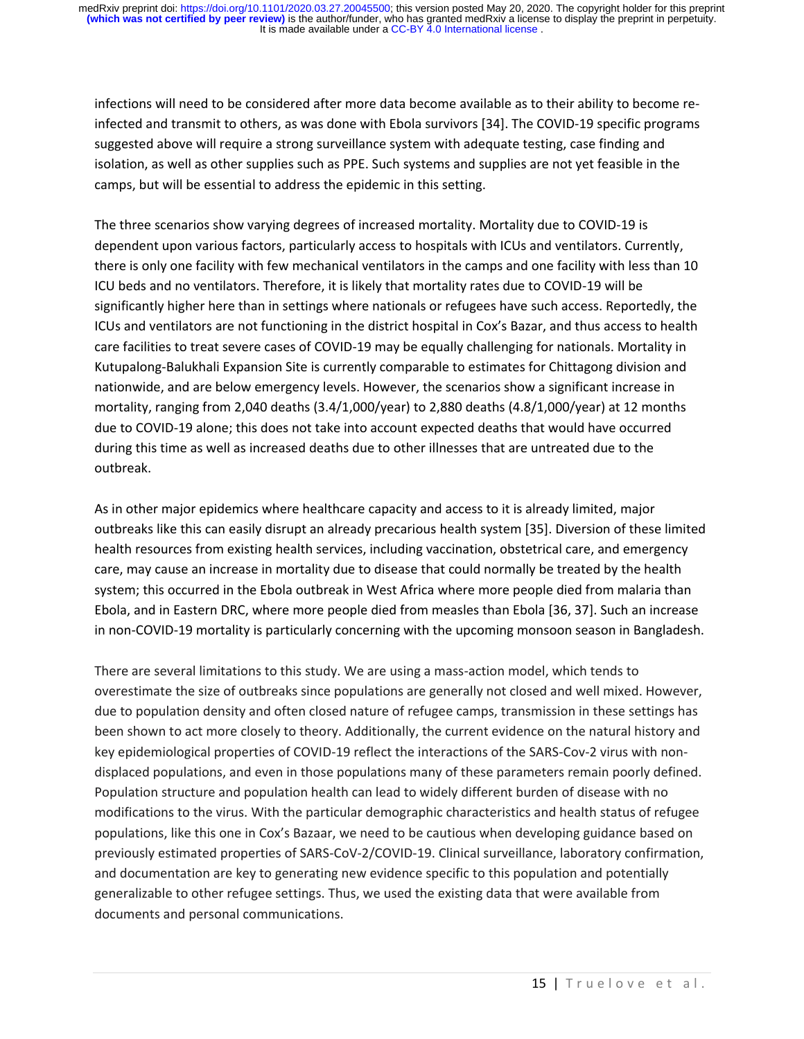infections will need to be considered after more data become available as to their ability to become re-infected and transmit to others, as was done with Ebola survivors [34]. The COVID-19 specific programs suggested above will require a strong surveillance system with adequate testing, case finding and isolation, as well as other supplies such as PPE. Such systems and supplies are not yet feasible in the camps, but will be essential to address the epidemic in this setting.

The three scenarios show varying degrees of increased mortality. Mortality due to COVID-19 is dependent upon various factors, particularly access to hospitals with ICUs and ventilators. Currently, there is only one facility with few mechanical ventilators in the camps and one facility with less than 10 ICU beds and no ventilators. Therefore, it is likely that mortality rates due to COVID-19 will be significantly higher here than in settings where nationals or refugees have such access. Reportedly, the ICUs and ventilators are not functioning in the district hospital in Cox's Bazar, and thus access to health care facilities to treat severe cases of COVID-19 may be equally challenging for nationals. Mortality in Kutupalong-Balukhali Expansion Site is currently comparable to estimates for Chittagong division and nationwide, and are below emergency levels. However, the scenarios show a significant increase in mortality, ranging from 2,040 deaths (3.4/1,000/year) to 2,880 deaths (4.8/1,000/year) at 12 months due to COVID-19 alone; this does not take into account expected deaths that would have occurred during this time as well as increased deaths due to other illnesses that are untreated due to the outbreak.

As in other major epidemics where healthcare capacity and access to it is already limited, major outbreaks like this can easily disrupt an already precarious health system [35]. Diversion of these limited health resources from existing health services, including vaccination, obstetrical care, and emergency care, may cause an increase in mortality due to disease that could normally be treated by the health system; this occurred in the Ebola outbreak in West Africa where more people died from malaria than Ebola, and in Eastern DRC, where more people died from measles than Ebola [36, 37]. Such an increase in non-COVID-19 mortality is particularly concerning with the upcoming monsoon season in Bangladesh.

There are several limitations to this study. We are using a mass-action model, which tends to overestimate the size of outbreaks since populations are generally not closed and well mixed. However, due to population density and often closed nature of refugee camps, transmission in these settings has been shown to act more closely to theory. Additionally, the current evidence on the natural history and key epidemiological properties of COVID-19 reflect the interactions of the SARS-Cov-2 virus with non-displaced populations, and even in those populations many of these parameters remain poorly defined. Population structure and population health can lead to widely different burden of disease with no modifications to the virus. With the particular demographic characteristics and health status of refugee populations, like this one in Cox's Bazaar, we need to be cautious when developing guidance based on previously estimated properties of SARS-CoV-2/COVID-19. Clinical surveillance, laboratory confirmation, and documentation are key to generating new evidence specific to this population and potentially generalizable to other refugee settings. Thus, we used the existing data that were available from documents and personal communications.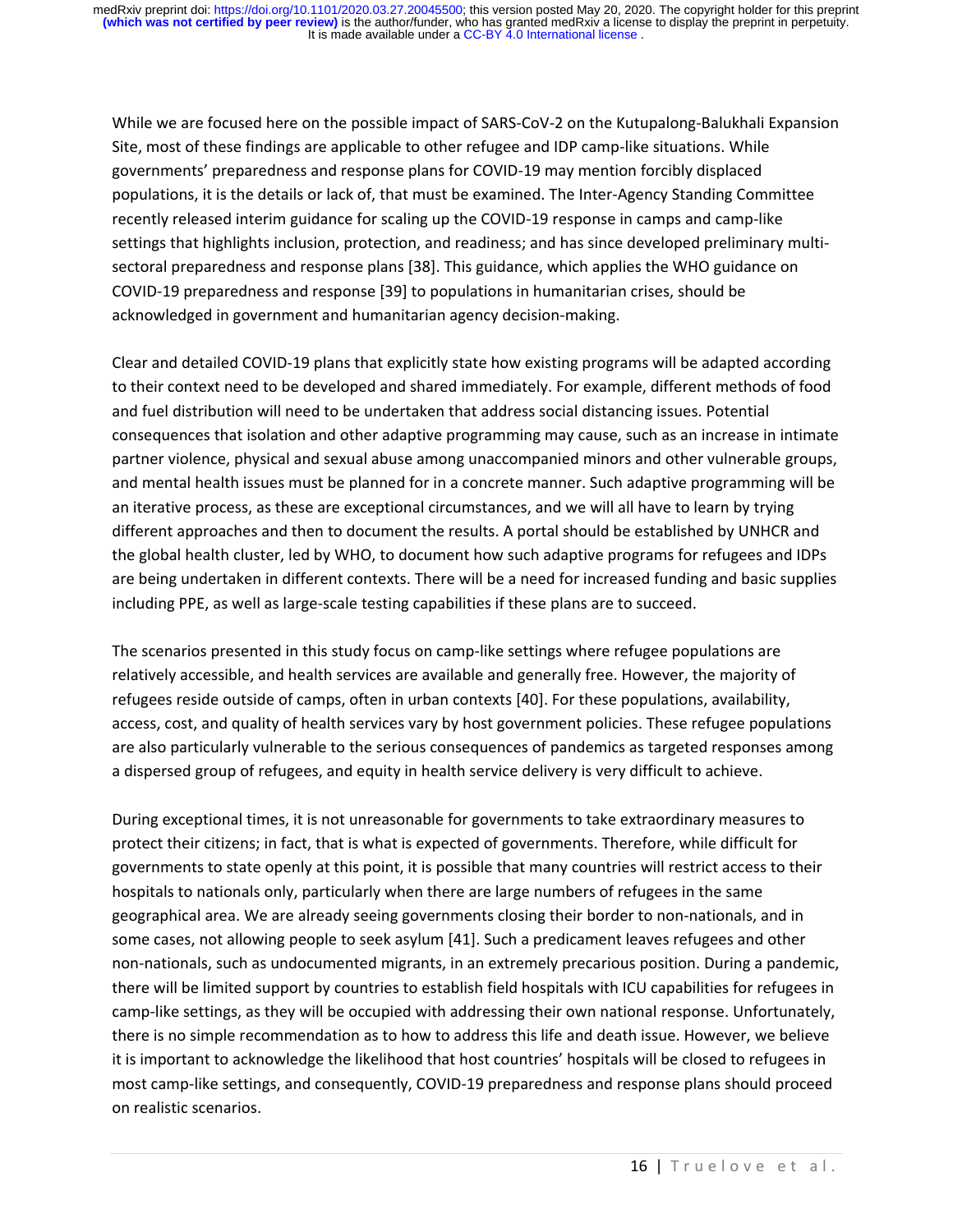While we are focused here on the possible impact of SARS-CoV-2 on the Kutupalong-Balukhali Expansion Site, most of these findings are applicable to other refugee and IDP camp-like situations. While governments' preparedness and response plans for COVID-19 may mention forcibly displaced populations, it is the details or lack of, that must be examined. The Inter-Agency Standing Committee recently released interim guidance for scaling up the COVID-19 response in camps and camp-like settings that highlights inclusion, protection, and readiness; and has since developed preliminary multi-sectoral preparedness and response plans [38]. This guidance, which applies the WHO guidance on COVID-19 preparedness and response [39] to populations in humanitarian crises, should be acknowledged in government and humanitarian agency decision-making.

Clear and detailed COVID-19 plans that explicitly state how existing programs will be adapted according to their context need to be developed and shared immediately. For example, different methods of food and fuel distribution will need to be undertaken that address social distancing issues. Potential consequences that isolation and other adaptive programming may cause, such as an increase in intimate partner violence, physical and sexual abuse among unaccompanied minors and other vulnerable groups, and mental health issues must be planned for in a concrete manner. Such adaptive programming will be an iterative process, as these are exceptional circumstances, and we will all have to learn by trying different approaches and then to document the results. A portal should be established by UNHCR and the global health cluster, led by WHO, to document how such adaptive programs for refugees and IDPs are being undertaken in different contexts. There will be a need for increased funding and basic supplies including PPE, as well as large-scale testing capabilities if these plans are to succeed.

The scenarios presented in this study focus on camp-like settings where refugee populations are relatively accessible, and health services are available and generally free. However, the majority of refugees reside outside of camps, often in urban contexts [40]. For these populations, availability, access, cost, and quality of health services vary by host government policies. These refugee populations are also particularly vulnerable to the serious consequences of pandemics as targeted responses among a dispersed group of refugees, and equity in health service delivery is very difficult to achieve.

During exceptional times, it is not unreasonable for governments to take extraordinary measures to protect their citizens; in fact, that is what is expected of governments. Therefore, while difficult for governments to state openly at this point, it is possible that many countries will restrict access to their hospitals to nationals only, particularly when there are large numbers of refugees in the same geographical area. We are already seeing governments closing their border to non-nationals, and in some cases, not allowing people to seek asylum [41]. Such a predicament leaves refugees and other non-nationals, such as undocumented migrants, in an extremely precarious position. During a pandemic, there will be limited support by countries to establish field hospitals with ICU capabilities for refugees in camp-like settings, as they will be occupied with addressing their own national response. Unfortunately, there is no simple recommendation as to how to address this life and death issue. However, we believe it is important to acknowledge the likelihood that host countries' hospitals will be closed to refugees in most camp-like settings, and consequently, COVID-19 preparedness and response plans should proceed on realistic scenarios.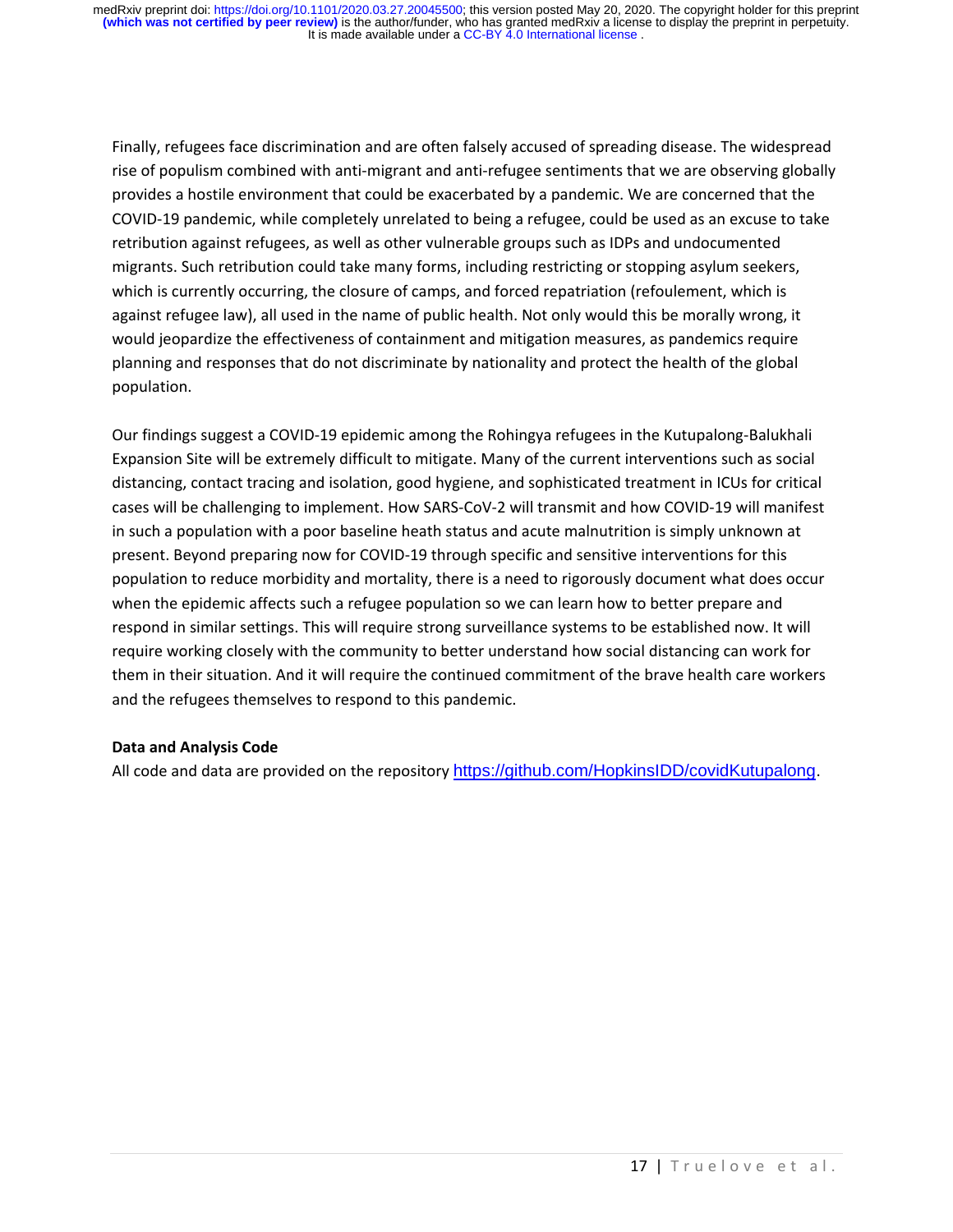Finally, refugees face discrimination and are often falsely accused of spreading disease. The widespread rise of populism combined with anti-migrant and anti-refugee sentiments that we are observing globally provides a hostile environment that could be exacerbated by a pandemic. We are concerned that the COVID-19 pandemic, while completely unrelated to being a refugee, could be used as an excuse to take retribution against refugees, as well as other vulnerable groups such as IDPs and undocumented migrants. Such retribution could take many forms, including restricting or stopping asylum seekers, which is currently occurring, the closure of camps, and forced repatriation (refoulement, which is against refugee law), all used in the name of public health. Not only would this be morally wrong, it would jeopardize the effectiveness of containment and mitigation measures, as pandemics require planning and responses that do not discriminate by nationality and protect the health of the global population.

Our findings suggest a COVID-19 epidemic among the Rohingya refugees in the Kutupalong-Balukhali Expansion Site will be extremely difficult to mitigate. Many of the current interventions such as social distancing, contact tracing and isolation, good hygiene, and sophisticated treatment in ICUs for critical cases will be challenging to implement. How SARS-CoV-2 will transmit and how COVID-19 will manifest in such a population with a poor baseline heath status and acute malnutrition is simply unknown at present. Beyond preparing now for COVID-19 through specific and sensitive interventions for this population to reduce morbidity and mortality, there is a need to rigorously document what does occur when the epidemic affects such a refugee population so we can learn how to better prepare and respond in similar settings. This will require strong surveillance systems to be established now. It will require working closely with the community to better understand how social distancing can work for them in their situation. And it will require the continued commitment of the brave health care workers and the refugees themselves to respond to this pandemic.

**Data and Analysis Code**

All code and data are provided on the repository https://github.com/HopkinsIDD/covidKutupalong.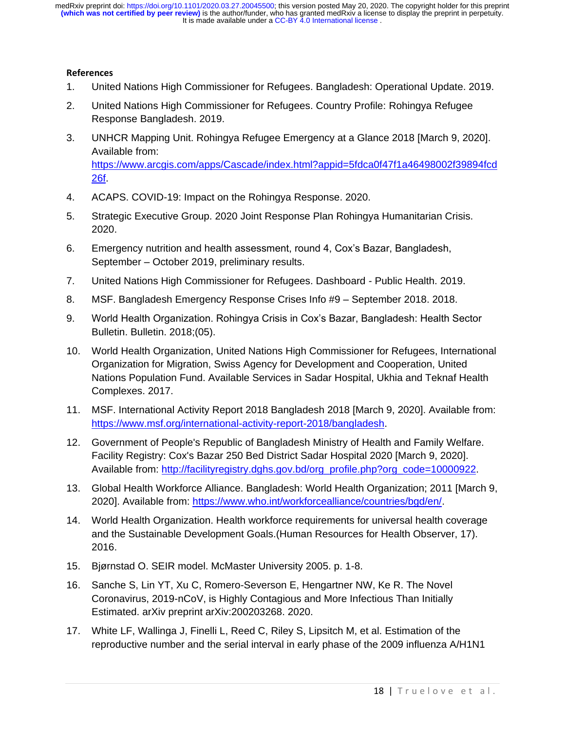**References**

1. United Nations High Commissioner for Refugees. Bangladesh: Operational Update. 2019.
2. United Nations High Commissioner for Refugees. Country Profile: Rohingya Refugee Response Bangladesh. 2019.
3. UNHCR Mapping Unit. Rohingya Refugee Emergency at a Glance 2018 [March 9, 2020]. Available from: https://www.arcgis.com/apps/Cascade/index.html?appid=5fdca0f47f1a46498002f39894fcd26f.
4. ACAPS. COVID-19: Impact on the Rohingya Response. 2020.
5. Strategic Executive Group. 2020 Joint Response Plan Rohingya Humanitarian Crisis. 2020.
6. Emergency nutrition and health assessment, round 4, Cox's Bazar, Bangladesh, September – October 2019, preliminary results.
7. United Nations High Commissioner for Refugees. Dashboard - Public Health. 2019.
8. MSF. Bangladesh Emergency Response Crises Info #9 – September 2018. 2018.
9. World Health Organization. Rohingya Crisis in Cox's Bazar, Bangladesh: Health Sector Bulletin. Bulletin. 2018;(05).
10. World Health Organization, United Nations High Commissioner for Refugees, International Organization for Migration, Swiss Agency for Development and Cooperation, United Nations Population Fund. Available Services in Sadar Hospital, Ukhia and Teknaf Health Complexes. 2017.
11. MSF. International Activity Report 2018 Bangladesh 2018 [March 9, 2020]. Available from: https://www.msf.org/international-activity-report-2018/bangladesh.
12. Government of People's Republic of Bangladesh Ministry of Health and Family Welfare. Facility Registry: Cox's Bazar 250 Bed District Sadar Hospital 2020 [March 9, 2020]. Available from: http://facilityregistry.dghs.gov.bd/org_profile.php?org_code=10000922.
13. Global Health Workforce Alliance. Bangladesh: World Health Organization; 2011 [March 9, 2020]. Available from: https://www.who.int/workforcealliance/countries/bgd/en/.
14. World Health Organization. Health workforce requirements for universal health coverage and the Sustainable Development Goals.(Human Resources for Health Observer, 17). 2016.
15. Bjørnstad O. SEIR model. McMaster University 2005. p. 1-8.
16. Sanche S, Lin YT, Xu C, Romero-Severson E, Hengartner NW, Ke R. The Novel Coronavirus, 2019-nCoV, is Highly Contagious and More Infectious Than Initially Estimated. arXiv preprint arXiv:200203268. 2020.
17. White LF, Wallinga J, Finelli L, Reed C, Riley S, Lipsitch M, et al. Estimation of the reproductive number and the serial interval in early phase of the 2009 influenza A/H1N1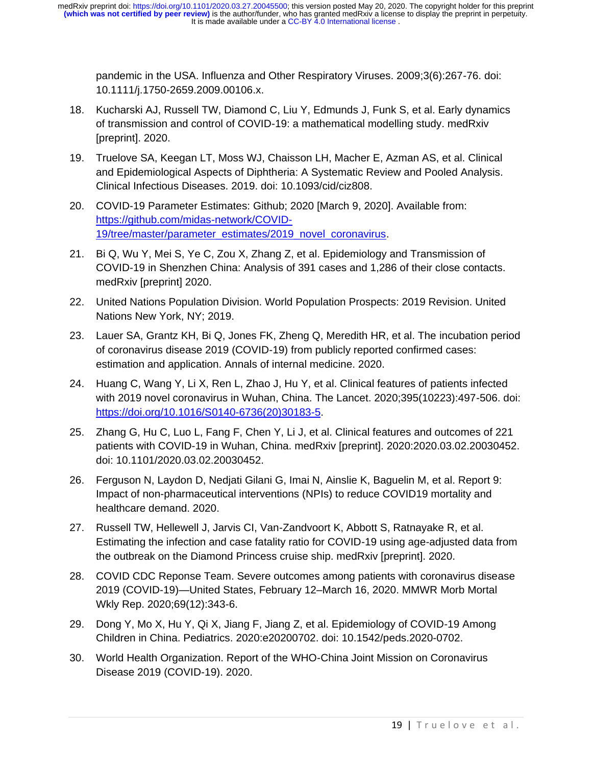pandemic in the USA. Influenza and Other Respiratory Viruses. 2009;3(6):267-76. doi: 10.1111/j.1750-2659.2009.00106.x.

18. Kucharski AJ, Russell TW, Diamond C, Liu Y, Edmunds J, Funk S, et al. Early dynamics of transmission and control of COVID-19: a mathematical modelling study. medRxiv [preprint]. 2020.
19. Truelove SA, Keegan LT, Moss WJ, Chaisson LH, Macher E, Azman AS, et al. Clinical and Epidemiological Aspects of Diphtheria: A Systematic Review and Pooled Analysis. Clinical Infectious Diseases. 2019. doi: 10.1093/cid/ciz808.
20. COVID-19 Parameter Estimates: Github; 2020 [March 9, 2020]. Available from: https://github.com/midas-network/COVID-19/tree/master/parameter_estimates/2019_novel_coronavirus.
21. Bi Q, Wu Y, Mei S, Ye C, Zou X, Zhang Z, et al. Epidemiology and Transmission of COVID-19 in Shenzhen China: Analysis of 391 cases and 1,286 of their close contacts. medRxiv [preprint] 2020.
22. United Nations Population Division. World Population Prospects: 2019 Revision. United Nations New York, NY; 2019.
23. Lauer SA, Grantz KH, Bi Q, Jones FK, Zheng Q, Meredith HR, et al. The incubation period of coronavirus disease 2019 (COVID-19) from publicly reported confirmed cases: estimation and application. Annals of internal medicine. 2020.
24. Huang C, Wang Y, Li X, Ren L, Zhao J, Hu Y, et al. Clinical features of patients infected with 2019 novel coronavirus in Wuhan, China. The Lancet. 2020;395(10223):497-506. doi: https://doi.org/10.1016/S0140-6736(20)30183-5.
25. Zhang G, Hu C, Luo L, Fang F, Chen Y, Li J, et al. Clinical features and outcomes of 221 patients with COVID-19 in Wuhan, China. medRxiv [preprint]. 2020:2020.03.02.20030452. doi: 10.1101/2020.03.02.20030452.
26. Ferguson N, Laydon D, Nedjati Gilani G, Imai N, Ainslie K, Baguelin M, et al. Report 9: Impact of non-pharmaceutical interventions (NPIs) to reduce COVID19 mortality and healthcare demand. 2020.
27. Russell TW, Hellewell J, Jarvis CI, Van-Zandvoort K, Abbott S, Ratnayake R, et al. Estimating the infection and case fatality ratio for COVID-19 using age-adjusted data from the outbreak on the Diamond Princess cruise ship. medRxiv [preprint]. 2020.
28. COVID CDC Reponse Team. Severe outcomes among patients with coronavirus disease 2019 (COVID-19)—United States, February 12–March 16, 2020. MMWR Morb Mortal Wkly Rep. 2020;69(12):343-6.
29. Dong Y, Mo X, Hu Y, Qi X, Jiang F, Jiang Z, et al. Epidemiology of COVID-19 Among Children in China. Pediatrics. 2020:e20200702. doi: 10.1542/peds.2020-0702.
30. World Health Organization. Report of the WHO-China Joint Mission on Coronavirus Disease 2019 (COVID-19). 2020.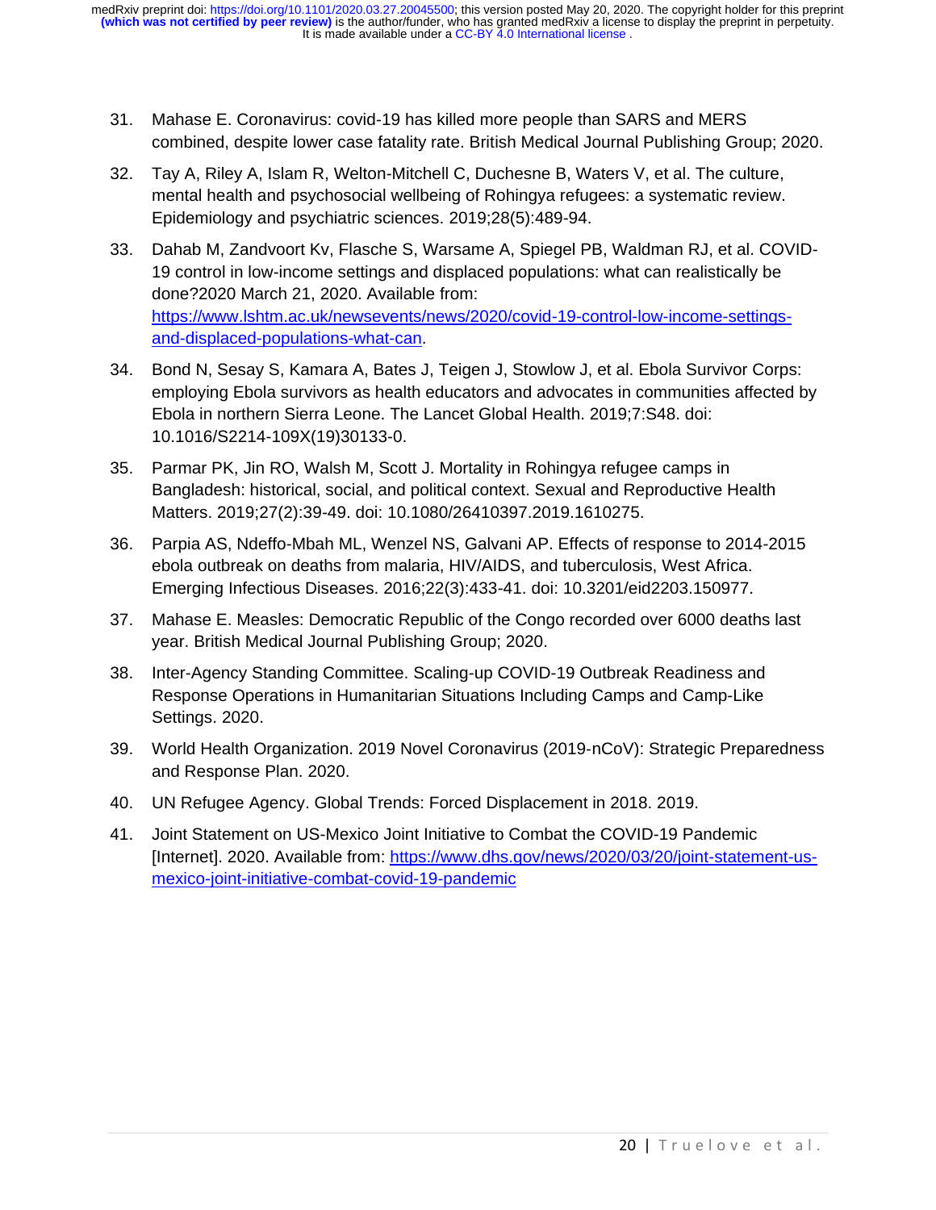31. Mahase E. Coronavirus: covid-19 has killed more people than SARS and MERS combined, despite lower case fatality rate. British Medical Journal Publishing Group; 2020.
32. Tay A, Riley A, Islam R, Welton-Mitchell C, Duchesne B, Waters V, et al. The culture, mental health and psychosocial wellbeing of Rohingya refugees: a systematic review. Epidemiology and psychiatric sciences. 2019;28(5):489-94.
33. Dahab M, Zandvoort Kv, Flasche S, Warsame A, Spiegel PB, Waldman RJ, et al. COVID-19 control in low-income settings and displaced populations: what can realistically be done?2020 March 21, 2020. Available from: https://www.lshtm.ac.uk/newsevents/news/2020/covid-19-control-low-income-settings-and-displaced-populations-what-can.
34. Bond N, Sesay S, Kamara A, Bates J, Teigen J, Stowlow J, et al. Ebola Survivor Corps: employing Ebola survivors as health educators and advocates in communities affected by Ebola in northern Sierra Leone. The Lancet Global Health. 2019;7:S48. doi: 10.1016/S2214-109X(19)30133-0.
35. Parmar PK, Jin RO, Walsh M, Scott J. Mortality in Rohingya refugee camps in Bangladesh: historical, social, and political context. Sexual and Reproductive Health Matters. 2019;27(2):39-49. doi: 10.1080/26410397.2019.1610275.
36. Parpia AS, Ndeffo-Mbah ML, Wenzel NS, Galvani AP. Effects of response to 2014-2015 ebola outbreak on deaths from malaria, HIV/AIDS, and tuberculosis, West Africa. Emerging Infectious Diseases. 2016;22(3):433-41. doi: 10.3201/eid2203.150977.
37. Mahase E. Measles: Democratic Republic of the Congo recorded over 6000 deaths last year. British Medical Journal Publishing Group; 2020.
38. Inter-Agency Standing Committee. Scaling-up COVID-19 Outbreak Readiness and Response Operations in Humanitarian Situations Including Camps and Camp-Like Settings. 2020.
39. World Health Organization. 2019 Novel Coronavirus (2019-nCoV): Strategic Preparedness and Response Plan. 2020.
40. UN Refugee Agency. Global Trends: Forced Displacement in 2018. 2019.
41. Joint Statement on US-Mexico Joint Initiative to Combat the COVID-19 Pandemic [Internet]. 2020. Available from: https://www.dhs.gov/news/2020/03/20/joint-statement-us-mexico-joint-initiative-combat-covid-19-pandemic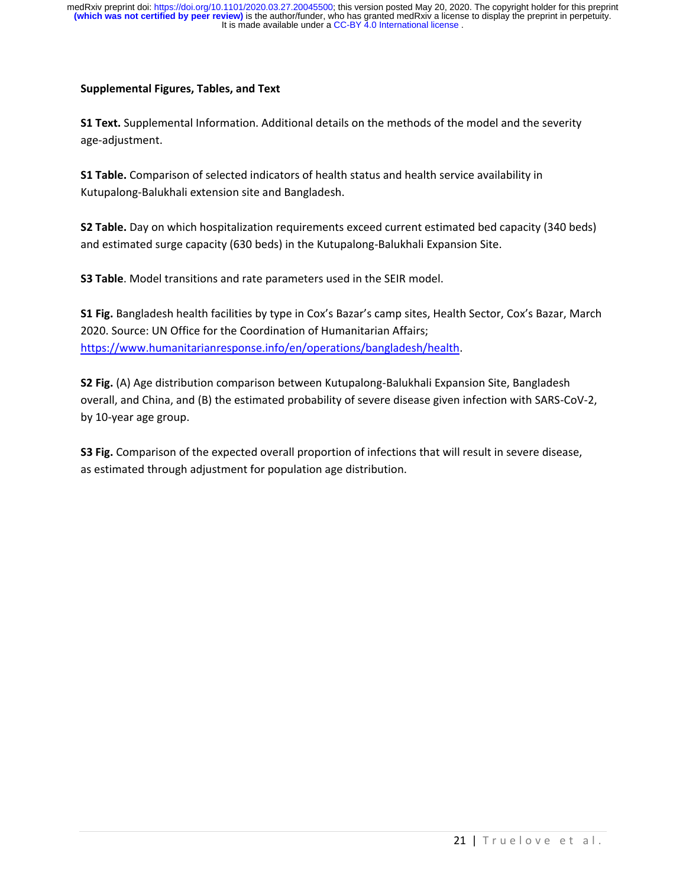**Supplemental Figures, Tables, and Text**

**S1 Text.** Supplemental Information. Additional details on the methods of the model and the severity age-adjustment.

**S1 Table.** Comparison of selected indicators of health status and health service availability in Kutupalong-Balukhali extension site and Bangladesh.

**S2 Table.** Day on which hospitalization requirements exceed current estimated bed capacity (340 beds) and estimated surge capacity (630 beds) in the Kutupalong-Balukhali Expansion Site.

**S3 Table**. Model transitions and rate parameters used in the SEIR model.

**S1 Fig.** Bangladesh health facilities by type in Cox's Bazar's camp sites, Health Sector, Cox's Bazar, March 2020. Source: UN Office for the Coordination of Humanitarian Affairs; https://www.humanitarianresponse.info/en/operations/bangladesh/health.

**S2 Fig.** (A) Age distribution comparison between Kutupalong-Balukhali Expansion Site, Bangladesh overall, and China, and (B) the estimated probability of severe disease given infection with SARS-CoV-2, by 10-year age group.

**S3 Fig.** Comparison of the expected overall proportion of infections that will result in severe disease, as estimated through adjustment for population age distribution.